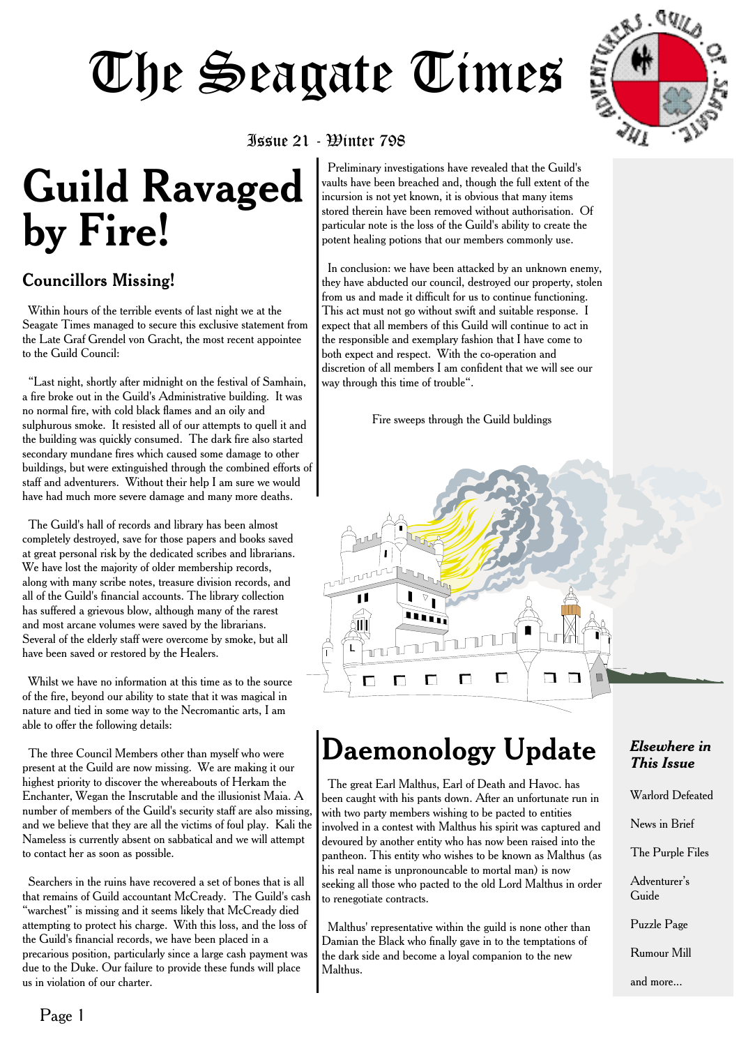# The Seagate Times

Issue 21 - Winter 798

## Guild Ravaged by Fire!

### Councillors Missing!

Within hours of the terrible events of last night we at the Seagate Times managed to secure this exclusive statement from the Late Graf Grendel von Gracht, the most recent appointee to the Guild Council:

"Last night, shortly after midnight on the festival of Samhain, a fire broke out in the Guild's Administrative building. It was no normal fire, with cold black flames and an oily and sulphurous smoke. It resisted all of our attempts to quell it and the building was quickly consumed. The dark fire also started secondary mundane fires which caused some damage to other buildings, but were extinguished through the combined efforts of staff and adventurers. Without their help I am sure we would have had much more severe damage and many more deaths.

The Guild's hall of records and library has been almost completely destroyed, save for those papers and books saved at great personal risk by the dedicated scribes and librarians. We have lost the majority of older membership records, along with many scribe notes, treasure division records, and all of the Guild's financial accounts. The library collection has suffered a grievous blow, although many of the rarest and most arcane volumes were saved by the librarians. Several of the elderly staff were overcome by smoke, but all have been saved or restored by the Healers.

Whilst we have no information at this time as to the source of the fire, beyond our ability to state that it was magical in nature and tied in some way to the Necromantic arts, I am able to offer the following details:

The three Council Members other than myself who were present at the Guild are now missing. We are making it our highest priority to discover the whereabouts of Herkam the Enchanter, Wegan the Inscrutable and the illusionist Maia. A number of members of the Guild's security staff are also missing, and we believe that they are all the victims of foul play. Kali the Nameless is currently absent on sabbatical and we will attempt to contact her as soon as possible.

Searchers in the ruins have recovered a set of bones that is all that remains of Guild accountant McCready. The Guild's cash "warchest" is missing and it seems likely that McCready died attempting to protect his charge. With this loss, and the loss of the Guild's financial records, we have been placed in a precarious position, particularly since a large cash payment was due to the Duke. Our failure to provide these funds will place us in violation of our charter.

Preliminary investigations have revealed that the Guild's vaults have been breached and, though the full extent of the incursion is not yet known, it is obvious that many items stored therein have been removed without authorisation. Of particular note is the loss of the Guild's ability to create the potent healing potions that our members commonly use.

In conclusion: we have been attacked by an unknown enemy, they have abducted our council, destroyed our property, stolen from us and made it difficult for us to continue functioning. This act must not go without swift and suitable response. I expect that all members of this Guild will continue to act in the responsible and exemplary fashion that I have come to both expect and respect. With the co-operation and discretion of all members I am confident that we will see our way through this time of trouble".

Fire sweeps through the Guild buldings

## Daemonology Update

The great Earl Malthus, Earl of Death and Havoc. has been caught with his pants down. After an unfortunate run in with two party members wishing to be pacted to entities involved in a contest with Malthus his spirit was captured and devoured by another entity who has now been raised into the pantheon. This entity who wishes to be known as Malthus (as his real name is unpronouncable to mortal man) is now seeking all those who pacted to the old Lord Malthus in order to renegotiate contracts.

Malthus' representative within the guild is none other than Damian the Black who finally gave in to the temptations of the dark side and become a loyal companion to the new Malthus.

***Elsewhere in This Issue***

- Warlord Defeated
- News in Brief
- The Purple Files
- Adventurer's Guide
- Puzzle Page
- Rumour Mill
- and more...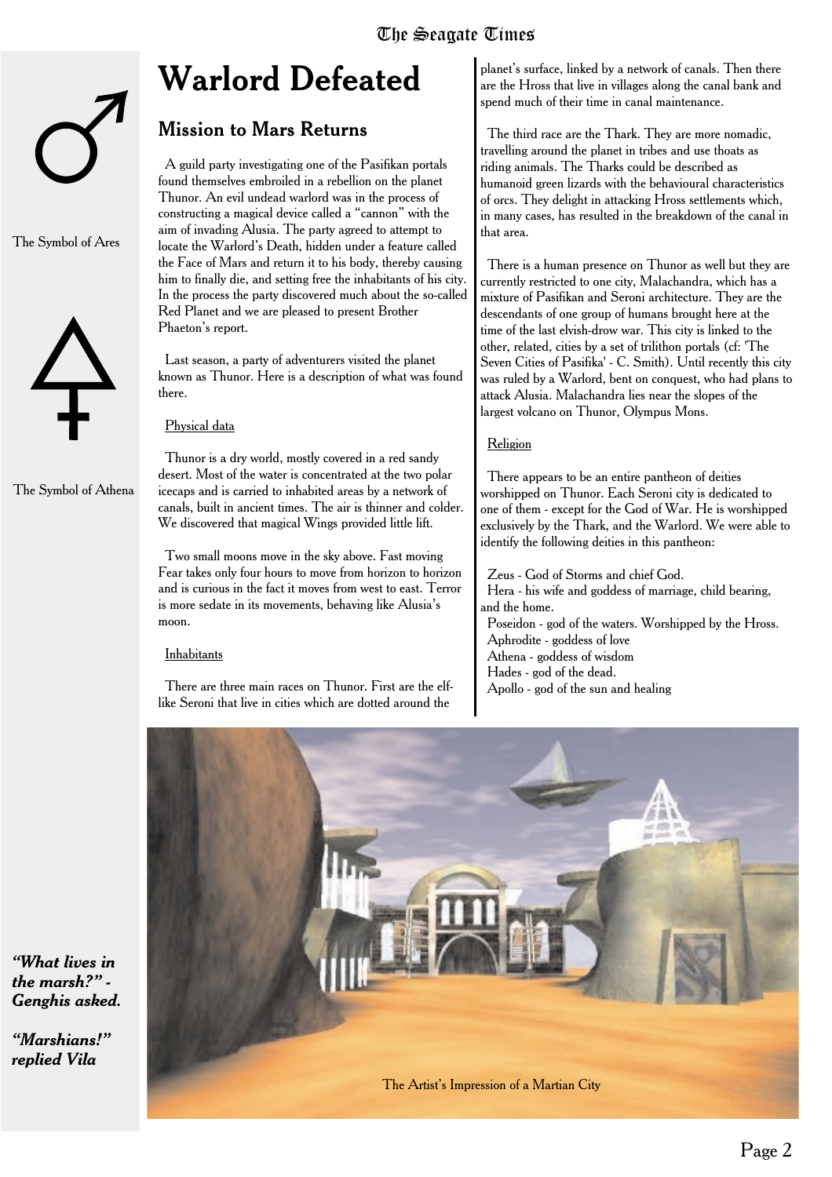# Warlord Defeated

## Mission to Mars Returns

A guild party investigating one of the Pasifikan portals found themselves embroiled in a rebellion on the planet Thunor. An evil undead warlord was in the process of constructing a magical device called a "cannon" with the aim of invading Alusia. The party agreed to attempt to locate the Warlord's Death, hidden under a feature called the Face of Mars and return it to his body, thereby causing him to finally die, and setting free the inhabitants of his city. In the process the party discovered much about the so-called Red Planet and we are pleased to present Brother Phaeton's report.

Last season, a party of adventurers visited the planet known as Thunor. Here is a description of what was found there.

Physical data

Thunor is a dry world, mostly covered in a red sandy desert. Most of the water is concentrated at the two polar icecaps and is carried to inhabited areas by a network of canals, built in ancient times. The air is thinner and colder. We discovered that magical Wings provided little lift.

Two small moons move in the sky above. Fast moving Fear takes only four hours to move from horizon to horizon and is curious in the fact it moves from west to east. Terror is more sedate in its movements, behaving like Alusia's moon.

Inhabitants

There are three main races on Thunor. First are the elf-like Seroni that live in cities which are dotted around the planet's surface, linked by a network of canals. Then there are the Hross that live in villages along the canal bank and spend much of their time in canal maintenance.

The third race are the Thark. They are more nomadic, travelling around the planet in tribes and use thoats as riding animals. The Tharks could be described as humanoid green lizards with the behavioural characteristics of orcs. They delight in attacking Hross settlements which, in many cases, has resulted in the breakdown of the canal in that area.

There is a human presence on Thunor as well but they are currently restricted to one city, Malachandra, which has a mixture of Pasifikan and Seroni architecture. They are the descendants of one group of humans brought here at the time of the last elvish-drow war. This city is linked to the other, related, cities by a set of trilithon portals (cf: 'The Seven Cities of Pasifika' - C. Smith). Until recently this city was ruled by a Warlord, bent on conquest, who had plans to attack Alusia. Malachandra lies near the slopes of the largest volcano on Thunor, Olympus Mons.

Religion

There appears to be an entire pantheon of deities worshipped on Thunor. Each Seroni city is dedicated to one of them - except for the God of War. He is worshipped exclusively by the Thark, and the Warlord. We were able to identify the following deities in this pantheon:

Zeus - God of Storms and chief God.
Hera - his wife and goddess of marriage, child bearing, and the home.
Poseidon - god of the waters. Worshipped by the Hross.
Aphrodite - goddess of love
Athena - goddess of wisdom
Hades - god of the dead.
Apollo - god of the sun and healing

The Symbol of Ares

The Symbol of Athena

The Artist's Impression of a Martian City

***"What lives in the marsh?" - Genghis asked.***

***"Marshians!" replied Vila***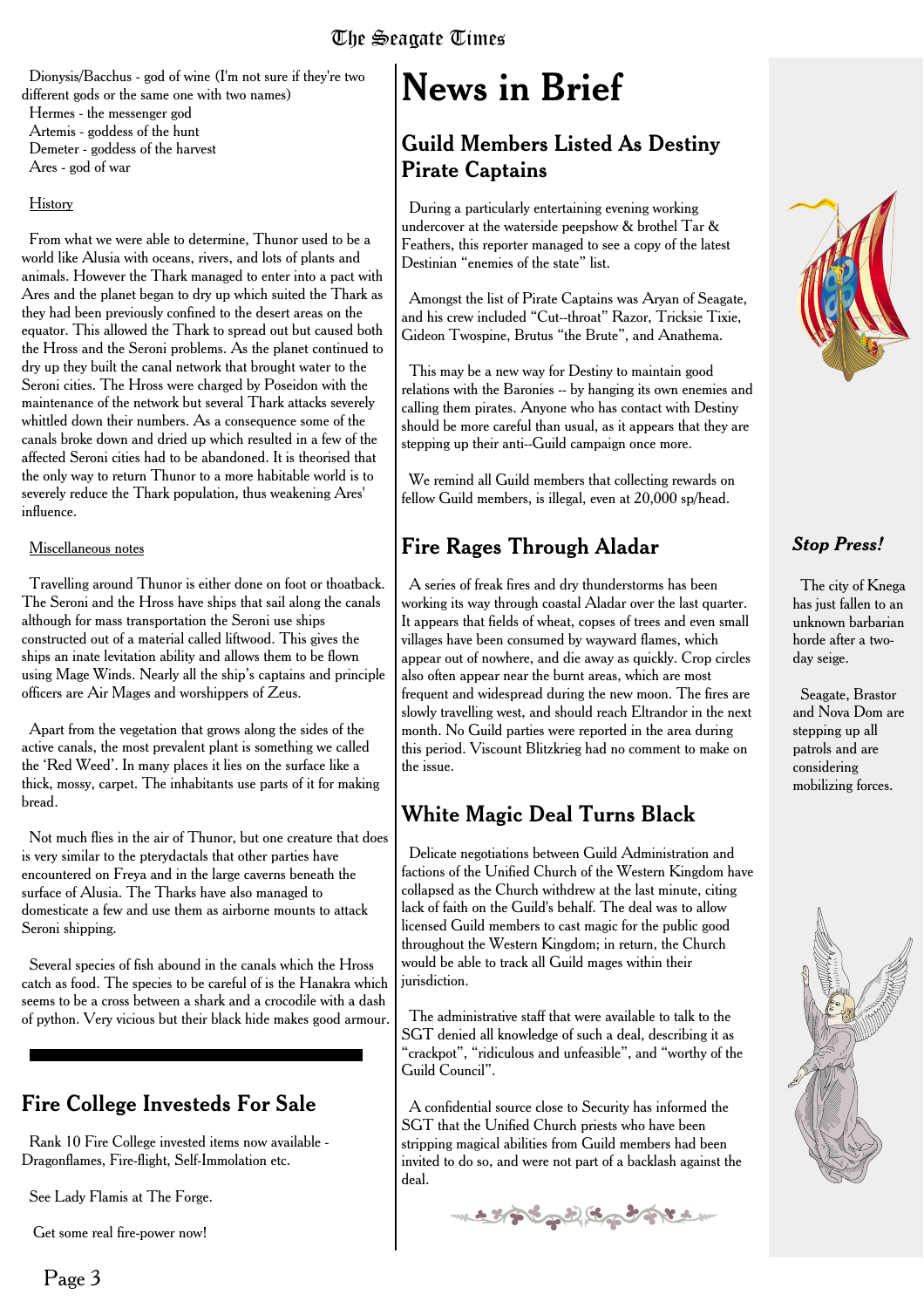Dionysis/Bacchus - god of wine (I'm not sure if they're two different gods or the same one with two names)
Hermes - the messenger god
Artemis - goddess of the hunt
Demeter - goddess of the harvest
Ares - god of war

History

From what we were able to determine, Thunor used to be a world like Alusia with oceans, rivers, and lots of plants and animals. However the Thark managed to enter into a pact with Ares and the planet began to dry up which suited the Thark as they had been previously confined to the desert areas on the equator. This allowed the Thark to spread out but caused both the Hross and the Seroni problems. As the planet continued to dry up they built the canal network that brought water to the Seroni cities. The Hross were charged by Poseidon with the maintenance of the network but several Thark attacks severely whittled down their numbers. As a consequence some of the canals broke down and dried up which resulted in a few of the affected Seroni cities had to be abandoned. It is theorised that the only way to return Thunor to a more habitable world is to severely reduce the Thark population, thus weakening Ares' influence.

Miscellaneous notes

Travelling around Thunor is either done on foot or thoatback. The Seroni and the Hross have ships that sail along the canals although for mass transportation the Seroni use ships constructed out of a material called liftwood. This gives the ships an inate levitation ability and allows them to be flown using Mage Winds. Nearly all the ship's captains and principle officers are Air Mages and worshippers of Zeus.

Apart from the vegetation that grows along the sides of the active canals, the most prevalent plant is something we called the 'Red Weed'. In many places it lies on the surface like a thick, mossy, carpet. The inhabitants use parts of it for making bread.

Not much flies in the air of Thunor, but one creature that does is very similar to the pterydactals that other parties have encountered on Freya and in the large caverns beneath the surface of Alusia. The Tharks have also managed to domesticate a few and use them as airborne mounts to attack Seroni shipping.

Several species of fish abound in the canals which the Hross catch as food. The species to be careful of is the Hanakra which seems to be a cross between a shark and a crocodile with a dash of python. Very vicious but their black hide makes good armour.

## Fire College Investeds For Sale

Rank 10 Fire College invested items now available - Dragonflames, Fire-flight, Self-Immolation etc.

See Lady Flamis at The Forge.

Get some real fire-power now!

# News in Brief

## Guild Members Listed As Destiny Pirate Captains

During a particularly entertaining evening working undercover at the waterside peepshow & brothel Tar & Feathers, this reporter managed to see a copy of the latest Destinian "enemies of the state" list.

Amongst the list of Pirate Captains was Aryan of Seagate, and his crew included "Cut--throat" Razor, Tricksie Tixie, Gideon Twospine, Brutus "the Brute", and Anathema.

This may be a new way for Destiny to maintain good relations with the Baronies -- by hanging its own enemies and calling them pirates. Anyone who has contact with Destiny should be more careful than usual, as it appears that they are stepping up their anti--Guild campaign once more.

We remind all Guild members that collecting rewards on fellow Guild members, is illegal, even at 20,000 sp/head.

## Fire Rages Through Aladar

A series of freak fires and dry thunderstorms has been working its way through coastal Aladar over the last quarter. It appears that fields of wheat, copses of trees and even small villages have been consumed by wayward flames, which appear out of nowhere, and die away as quickly. Crop circles also often appear near the burnt areas, which are most frequent and widespread during the new moon. The fires are slowly travelling west, and should reach Eltrandor in the next month. No Guild parties were reported in the area during this period. Viscount Blitzkrieg had no comment to make on the issue.

## White Magic Deal Turns Black

Delicate negotiations between Guild Administration and factions of the Unified Church of the Western Kingdom have collapsed as the Church withdrew at the last minute, citing lack of faith on the Guild's behalf. The deal was to allow licensed Guild members to cast magic for the public good throughout the Western Kingdom; in return, the Church would be able to track all Guild mages within their jurisdiction.

The administrative staff that were available to talk to the SGT denied all knowledge of such a deal, describing it as "crackpot", "ridiculous and unfeasible", and "worthy of the Guild Council".

A confidential source close to Security has informed the SGT that the Unified Church priests who have been stripping magical abilities from Guild members had been invited to do so, and were not part of a backlash against the deal.

### *Stop Press!*

The city of Knega has just fallen to an unknown barbarian horde after a two-day seige.

Seagate, Brastor and Nova Dom are stepping up all patrols and are considering mobilizing forces.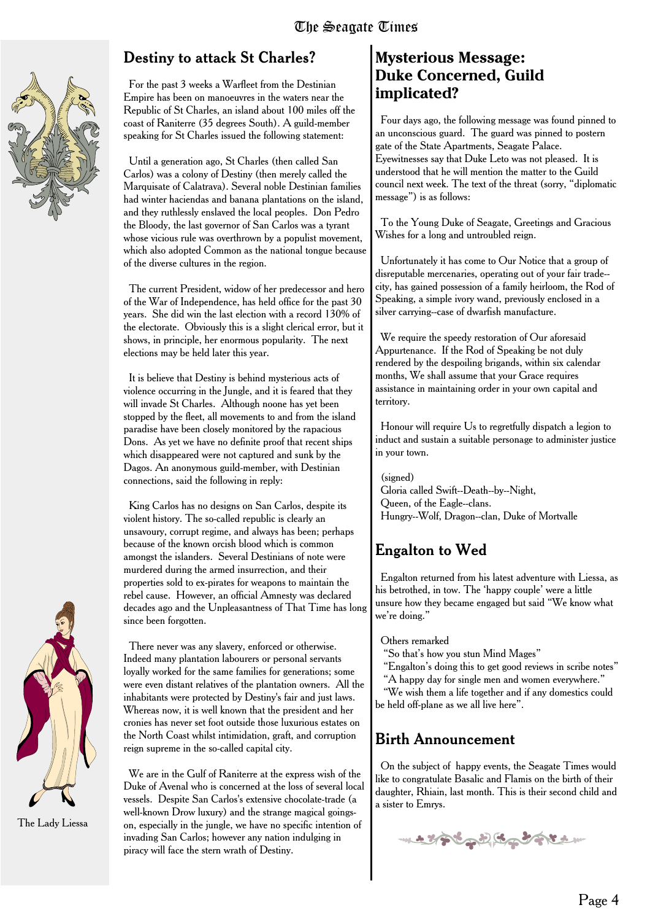## Destiny to attack St Charles?

For the past 3 weeks a Warfleet from the Destinian Empire has been on manoeuvres in the waters near the Republic of St Charles, an island about 100 miles off the coast of Raniterre (35 degrees South). A guild-member speaking for St Charles issued the following statement:

Until a generation ago, St Charles (then called San Carlos) was a colony of Destiny (then merely called the Marquisate of Calatrava). Several noble Destinian families had winter haciendas and banana plantations on the island, and they ruthlessly enslaved the local peoples. Don Pedro the Bloody, the last governor of San Carlos was a tyrant whose vicious rule was overthrown by a populist movement, which also adopted Common as the national tongue because of the diverse cultures in the region.

The current President, widow of her predecessor and hero of the War of Independence, has held office for the past 30 years. She did win the last election with a record 130% of the electorate. Obviously this is a slight clerical error, but it shows, in principle, her enormous popularity. The next elections may be held later this year.

It is believe that Destiny is behind mysterious acts of violence occurring in the Jungle, and it is feared that they will invade St Charles. Although noone has yet been stopped by the fleet, all movements to and from the island paradise have been closely monitored by the rapacious Dons. As yet we have no definite proof that recent ships which disappeared were not captured and sunk by the Dagos. An anonymous guild-member, with Destinian connections, said the following in reply:

King Carlos has no designs on San Carlos, despite its violent history. The so-called republic is clearly an unsavoury, corrupt regime, and always has been; perhaps because of the known orcish blood which is common amongst the islanders. Several Destinians of note were murdered during the armed insurrection, and their properties sold to ex-pirates for weapons to maintain the rebel cause. However, an official Amnesty was declared decades ago and the Unpleasantness of That Time has long since been forgotten.

There never was any slavery, enforced or otherwise. Indeed many plantation labourers or personal servants loyally worked for the same families for generations; some were even distant relatives of the plantation owners. All the inhabitants were protected by Destiny's fair and just laws. Whereas now, it is well known that the president and her cronies has never set foot outside those luxurious estates on the North Coast whilst intimidation, graft, and corruption reign supreme in the so-called capital city.

We are in the Gulf of Raniterre at the express wish of the Duke of Avenal who is concerned at the loss of several local vessels. Despite San Carlos's extensive chocolate-trade (a well-known Drow luxury) and the strange magical goings-on, especially in the jungle, we have no specific intention of invading San Carlos; however any nation indulging in piracy will face the stern wrath of Destiny.

The Lady Liessa

## Mysterious Message: Duke Concerned, Guild implicated?

Four days ago, the following message was found pinned to an unconscious guard. The guard was pinned to postern gate of the State Apartments, Seagate Palace. Eyewitnesses say that Duke Leto was not pleased. It is understood that he will mention the matter to the Guild council next week. The text of the threat (sorry, "diplomatic message") is as follows:

To the Young Duke of Seagate, Greetings and Gracious Wishes for a long and untroubled reign.

Unfortunately it has come to Our Notice that a group of disreputable mercenaries, operating out of your fair trade--city, has gained possession of a family heirloom, the Rod of Speaking, a simple ivory wand, previously enclosed in a silver carrying--case of dwarfish manufacture.

We require the speedy restoration of Our aforesaid Appurtenance. If the Rod of Speaking be not duly rendered by the despoiling brigands, within six calendar months, We shall assume that your Grace requires assistance in maintaining order in your own capital and territory.

Honour will require Us to regretfully dispatch a legion to induct and sustain a suitable personage to administer justice in your town.

(signed)  
Gloria called Swift--Death--by--Night,  
Queen, of the Eagle--clans.  
Hungry--Wolf, Dragon--clan, Duke of Mortvalle

## Engalton to Wed

Engalton returned from his latest adventure with Liessa, as his betrothed, in tow. The 'happy couple' were a little unsure how they became engaged but said "We know what we're doing."

Others remarked  
"So that's how you stun Mind Mages"  
"Engalton's doing this to get good reviews in scribe notes"  
"A happy day for single men and women everywhere."  
"We wish them a life together and if any domestics could be held off-plane as we all live here".

## Birth Announcement

On the subject of happy events, the Seagate Times would like to congratulate Basalic and Flamis on the birth of their daughter, Rhiain, last month. This is their second child and a sister to Emrys.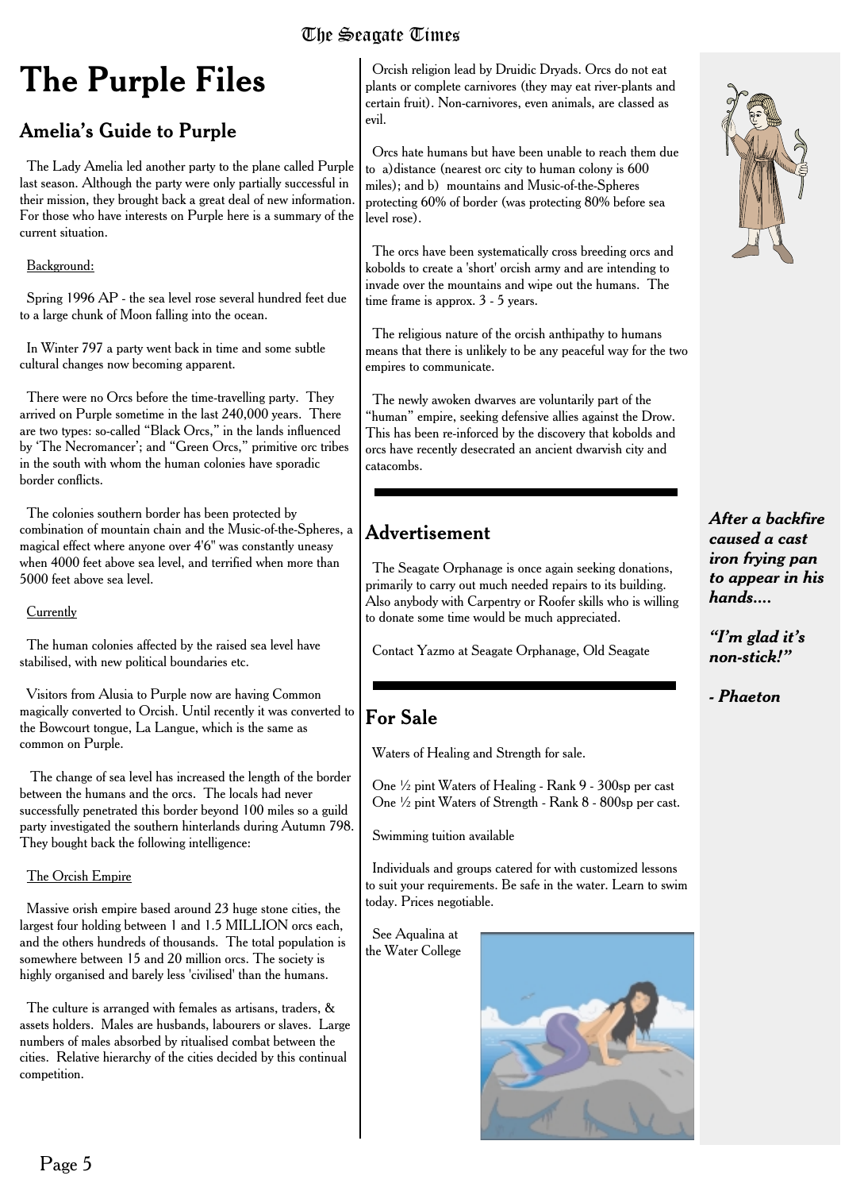# The Purple Files

## Amelia's Guide to Purple

The Lady Amelia led another party to the plane called Purple last season. Although the party were only partially successful in their mission, they brought back a great deal of new information. For those who have interests on Purple here is a summary of the current situation.

Background:

Spring 1996 AP - the sea level rose several hundred feet due to a large chunk of Moon falling into the ocean.

In Winter 797 a party went back in time and some subtle cultural changes now becoming apparent.

There were no Orcs before the time-travelling party. They arrived on Purple sometime in the last 240,000 years. There are two types: so-called "Black Orcs," in the lands influenced by 'The Necromancer'; and "Green Orcs," primitive orc tribes in the south with whom the human colonies have sporadic border conflicts.

The colonies southern border has been protected by combination of mountain chain and the Music-of-the-Spheres, a magical effect where anyone over 4'6" was constantly uneasy when 4000 feet above sea level, and terrified when more than 5000 feet above sea level.

Currently

The human colonies affected by the raised sea level have stabilised, with new political boundaries etc.

Visitors from Alusia to Purple now are having Common magically converted to Orcish. Until recently it was converted to the Bowcourt tongue, La Langue, which is the same as common on Purple.

The change of sea level has increased the length of the border between the humans and the orcs. The locals had never successfully penetrated this border beyond 100 miles so a guild party investigated the southern hinterlands during Autumn 798. They bought back the following intelligence:

The Orcish Empire

Massive orish empire based around 23 huge stone cities, the largest four holding between 1 and 1.5 MILLION orcs each, and the others hundreds of thousands. The total population is somewhere between 15 and 20 million orcs. The society is highly organised and barely less 'civilised' than the humans.

The culture is arranged with females as artisans, traders, & assets holders. Males are husbands, labourers or slaves. Large numbers of males absorbed by ritualised combat between the cities. Relative hierarchy of the cities decided by this continual competition.

Orcish religion lead by Druidic Dryads. Orcs do not eat plants or complete carnivores (they may eat river-plants and certain fruit). Non-carnivores, even animals, are classed as evil.

Orcs hate humans but have been unable to reach them due to a) distance (nearest orc city to human colony is 600 miles); and b) mountains and Music-of-the-Spheres protecting 60% of border (was protecting 80% before sea level rose).

The orcs have been systematically cross breeding orcs and kobolds to create a 'short' orcish army and are intending to invade over the mountains and wipe out the humans. The time frame is approx. 3 - 5 years.

The religious nature of the orcish anthipathy to humans means that there is unlikely to be any peaceful way for the two empires to communicate.

The newly awoken dwarves are voluntarily part of the "human" empire, seeking defensive allies against the Drow. This has been re-inforced by the discovery that kobolds and orcs have recently desecrated an ancient dwarvish city and catacombs.

## Advertisement

The Seagate Orphanage is once again seeking donations, primarily to carry out much needed repairs to its building. Also anybody with Carpentry or Roofer skills who is willing to donate some time would be much appreciated.

Contact Yazmo at Seagate Orphanage, Old Seagate

## For Sale

Waters of Healing and Strength for sale.

One ½ pint Waters of Healing - Rank 9 - 300sp per cast
One ½ pint Waters of Strength - Rank 8 - 800sp per cast.

Swimming tuition available

Individuals and groups catered for with customized lessons to suit your requirements. Be safe in the water. Learn to swim today. Prices negotiable.

See Aqualina at the Water College

***After a backfire caused a cast iron frying pan to appear in his hands....***

***"I'm glad it's non-stick!"***

***- Phaeton***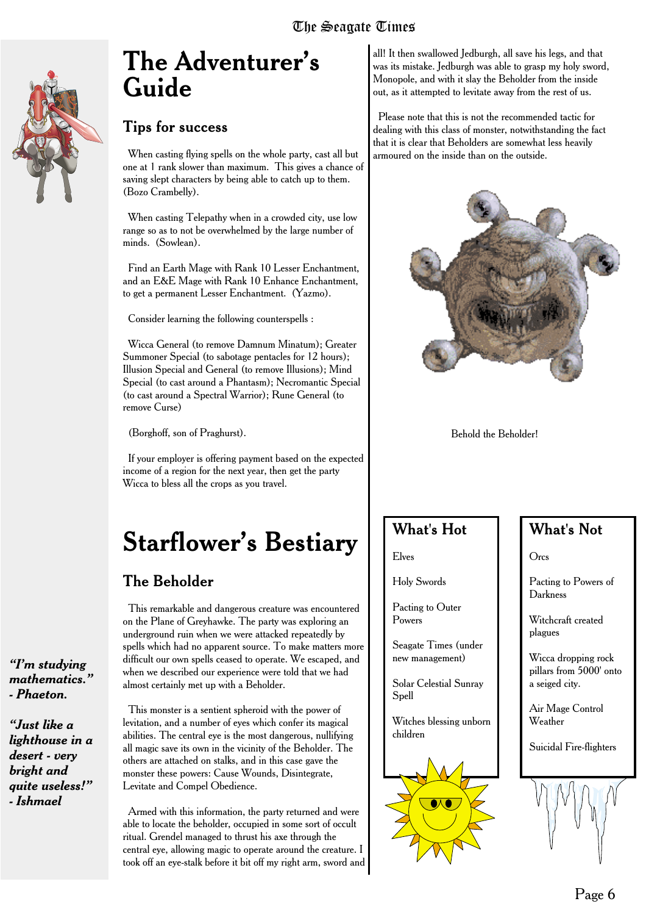# The Adventurer's Guide

## Tips for success

When casting flying spells on the whole party, cast all but one at 1 rank slower than maximum. This gives a chance of saving slept characters by being able to catch up to them. (Bozo Crambelly).

When casting Telepathy when in a crowded city, use low range so as to not be overwhelmed by the large number of minds. (Sowlean).

Find an Earth Mage with Rank 10 Lesser Enchantment, and an E&E Mage with Rank 10 Enhance Enchantment, to get a permanent Lesser Enchantment. (Yazmo).

Consider learning the following counterspells :

Wicca General (to remove Damnum Minatum); Greater Summoner Special (to sabotage pentacles for 12 hours); Illusion Special and General (to remove Illusions); Mind Special (to cast around a Phantasm); Necromantic Special (to cast around a Spectral Warrior); Rune General (to remove Curse)

(Borghoff, son of Praghurst).

If your employer is offering payment based on the expected income of a region for the next year, then get the party Wicca to bless all the crops as you travel.

# Starflower's Bestiary

## The Beholder

This remarkable and dangerous creature was encountered on the Plane of Greyhawke. The party was exploring an underground ruin when we were attacked repeatedly by spells which had no apparent source. To make matters more difficult our own spells ceased to operate. We escaped, and when we described our experience were told that we had almost certainly met up with a Beholder.

This monster is a sentient spheroid with the power of levitation, and a number of eyes which confer its magical abilities. The central eye is the most dangerous, nullifying all magic save its own in the vicinity of the Beholder. The others are attached on stalks, and in this case gave the monster these powers: Cause Wounds, Disintegrate, Levitate and Compel Obedience.

Armed with this information, the party returned and were able to locate the beholder, occupied in some sort of occult ritual. Grendel managed to thrust his axe through the central eye, allowing magic to operate around the creature. I took off an eye-stalk before it bit off my right arm, sword and all! It then swallowed Jedburgh, all save his legs, and that was its mistake. Jedburgh was able to grasp my holy sword, Monopole, and with it slay the Beholder from the inside out, as it attempted to levitate away from the rest of us.

Please note that this is not the recommended tactic for dealing with this class of monster, notwithstanding the fact that it is clear that Beholders are somewhat less heavily armoured on the inside than on the outside.

Behold the Beholder!

***"I'm studying mathematics." - Phaeton.***

***"Just like a lighthouse in a desert - very bright and quite useless!" - Ishmael***

## What's Hot

Elves

Holy Swords

Pacting to Outer Powers

Seagate Times (under new management)

Solar Celestial Sunray Spell

Witches blessing unborn children

## What's Not

Orcs

Pacting to Powers of Darkness

Witchcraft created plagues

Wicca dropping rock pillars from 5000' onto a seiged city.

Air Mage Control Weather

Suicidal Fire-flighters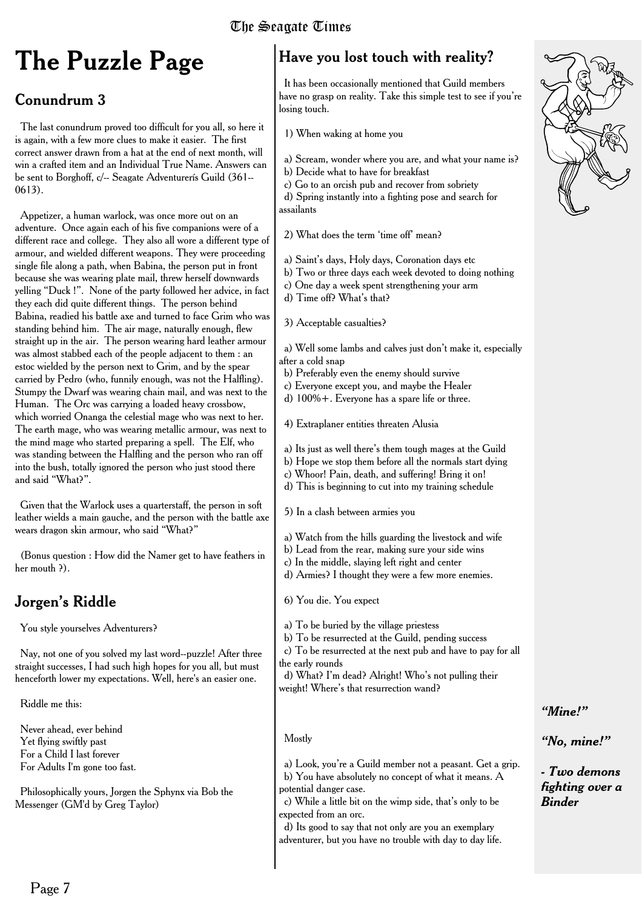# The Puzzle Page

## Conundrum 3

The last conundrum proved too difficult for you all, so here it is again, with a few more clues to make it easier. The first correct answer drawn from a hat at the end of next month, will win a crafted item and an Individual True Name. Answers can be sent to Borghoff, c/-- Seagate Adventurerís Guild (361--0613).

Appetizer, a human warlock, was once more out on an adventure. Once again each of his five companions were of a different race and college. They also all wore a different type of armour, and wielded different weapons. They were proceeding single file along a path, when Babina, the person put in front because she was wearing plate mail, threw herself downwards yelling "Duck !". None of the party followed her advice, in fact they each did quite different things. The person behind Babina, readied his battle axe and turned to face Grim who was standing behind him. The air mage, naturally enough, flew straight up in the air. The person wearing hard leather armour was almost stabbed each of the people adjacent to them : an estoc wielded by the person next to Grim, and by the spear carried by Pedro (who, funnily enough, was not the Halfling). Stumpy the Dwarf was wearing chain mail, and was next to the Human. The Orc was carrying a loaded heavy crossbow, which worried Onanga the celestial mage who was next to her. The earth mage, who was wearing metallic armour, was next to the mind mage who started preparing a spell. The Elf, who was standing between the Halfling and the person who ran off into the bush, totally ignored the person who just stood there and said "What?".

Given that the Warlock uses a quarterstaff, the person in soft leather wields a main gauche, and the person with the battle axe wears dragon skin armour, who said "What?"

(Bonus question : How did the Namer get to have feathers in her mouth ?).

## Jorgen's Riddle

You style yourselves Adventurers?

Nay, not one of you solved my last word--puzzle! After three straight successes, I had such high hopes for you all, but must henceforth lower my expectations. Well, here's an easier one.

Riddle me this:

Never ahead, ever behind  
Yet flying swiftly past  
For a Child I last forever  
For Adults I'm gone too fast.

Philosophically yours, Jorgen the Sphynx via Bob the Messenger (GM'd by Greg Taylor)

## Have you lost touch with reality?

It has been occasionally mentioned that Guild members have no grasp on reality. Take this simple test to see if you're losing touch.

1) When waking at home you

a) Scream, wonder where you are, and what your name is?  
b) Decide what to have for breakfast  
c) Go to an orcish pub and recover from sobriety  
d) Spring instantly into a fighting pose and search for assailants

2) What does the term 'time off' mean?

a) Saint's days, Holy days, Coronation days etc  
b) Two or three days each week devoted to doing nothing  
c) One day a week spent strengthening your arm  
d) Time off? What's that?

3) Acceptable casualties?

a) Well some lambs and calves just don't make it, especially after a cold snap  
b) Preferably even the enemy should survive  
c) Everyone except you, and maybe the Healer  
d) 100%+. Everyone has a spare life or three.

4) Extraplaner entities threaten Alusia

a) Its just as well there's them tough mages at the Guild  
b) Hope we stop them before all the normals start dying  
c) Whoor! Pain, death, and suffering! Bring it on!  
d) This is beginning to cut into my training schedule

5) In a clash between armies you

a) Watch from the hills guarding the livestock and wife  
b) Lead from the rear, making sure your side wins  
c) In the middle, slaying left right and center  
d) Armies? I thought they were a few more enemies.

6) You die. You expect

a) To be buried by the village priestess  
b) To be resurrected at the Guild, pending success  
c) To be resurrected at the next pub and have to pay for all the early rounds  
d) What? I'm dead? Alright! Who's not pulling their weight! Where's that resurrection wand?

Mostly

a) Look, you're a Guild member not a peasant. Get a grip.  
b) You have absolutely no concept of what it means. A potential danger case.  
c) While a little bit on the wimp side, that's only to be expected from an orc.  
d) Its good to say that not only are you an exemplary adventurer, but you have no trouble with day to day life.

***"Mine!"***

***"No, mine!"***

***- Two demons fighting over a Binder***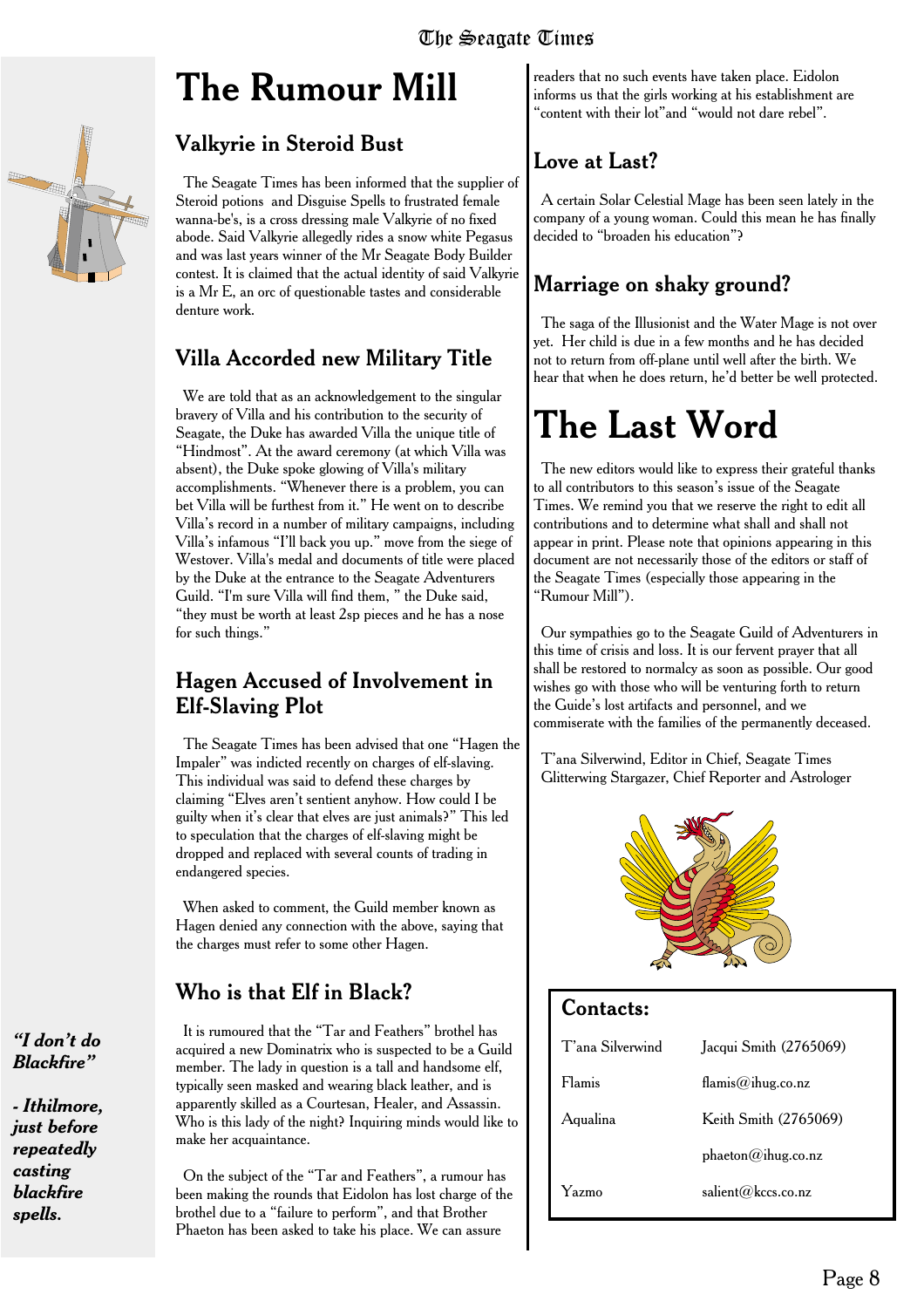# The Rumour Mill

## Valkyrie in Steroid Bust

The Seagate Times has been informed that the supplier of Steroid potions and Disguise Spells to frustrated female wanna-be's, is a cross dressing male Valkyrie of no fixed abode. Said Valkyrie allegedly rides a snow white Pegasus and was last years winner of the Mr Seagate Body Builder contest. It is claimed that the actual identity of said Valkyrie is a Mr E, an orc of questionable tastes and considerable denture work.

## Villa Accorded new Military Title

We are told that as an acknowledgement to the singular bravery of Villa and his contribution to the security of Seagate, the Duke has awarded Villa the unique title of "Hindmost". At the award ceremony (at which Villa was absent), the Duke spoke glowing of Villa's military accomplishments. "Whenever there is a problem, you can bet Villa will be furthest from it." He went on to describe Villa's record in a number of military campaigns, including Villa's infamous "I'll back you up." move from the siege of Westover. Villa's medal and documents of title were placed by the Duke at the entrance to the Seagate Adventurers Guild. "I'm sure Villa will find them, " the Duke said, "they must be worth at least 2sp pieces and he has a nose for such things."

## Hagen Accused of Involvement in Elf-Slaving Plot

The Seagate Times has been advised that one "Hagen the Impaler" was indicted recently on charges of elf-slaving. This individual was said to defend these charges by claiming "Elves aren't sentient anyhow. How could I be guilty when it's clear that elves are just animals?" This led to speculation that the charges of elf-slaving might be dropped and replaced with several counts of trading in endangered species.

When asked to comment, the Guild member known as Hagen denied any connection with the above, saying that the charges must refer to some other Hagen.

## Who is that Elf in Black?

It is rumoured that the "Tar and Feathers" brothel has acquired a new Dominatrix who is suspected to be a Guild member. The lady in question is a tall and handsome elf, typically seen masked and wearing black leather, and is apparently skilled as a Courtesan, Healer, and Assassin. Who is this lady of the night? Inquiring minds would like to make her acquaintance.

On the subject of the "Tar and Feathers", a rumour has been making the rounds that Eidolon has lost charge of the brothel due to a "failure to perform", and that Brother Phaeton has been asked to take his place. We can assure readers that no such events have taken place. Eidolon informs us that the girls working at his establishment are "content with their lot"and "would not dare rebel".

## Love at Last?

A certain Solar Celestial Mage has been seen lately in the company of a young woman. Could this mean he has finally decided to "broaden his education"?

## Marriage on shaky ground?

The saga of the Illusionist and the Water Mage is not over yet. Her child is due in a few months and he has decided not to return from off-plane until well after the birth. We hear that when he does return, he'd better be well protected.

***"I don't do Blackfire"***

***- Ithilmore, just before repeatedly casting blackfire spells.***

# The Last Word

The new editors would like to express their grateful thanks to all contributors to this season's issue of the Seagate Times. We remind you that we reserve the right to edit all contributions and to determine what shall and shall not appear in print. Please note that opinions appearing in this document are not necessarily those of the editors or staff of the Seagate Times (especially those appearing in the "Rumour Mill").

Our sympathies go to the Seagate Guild of Adventurers in this time of crisis and loss. It is our fervent prayer that all shall be restored to normalcy as soon as possible. Our good wishes go with those who will be venturing forth to return the Guide's lost artifacts and personnel, and we commiserate with the families of the permanently deceased.

T'ana Silverwind, Editor in Chief, Seagate Times
Glitterwing Stargazer, Chief Reporter and Astrologer

## Contacts:

| | |
|---|---|
| T'ana Silverwind | Jacqui Smith (2765069) |
| Flamis | flamis@ihug.co.nz |
| Aqualina | Keith Smith (2765069) |
| | phaeton@ihug.co.nz |
| Yazmo | salient@kccs.co.nz |